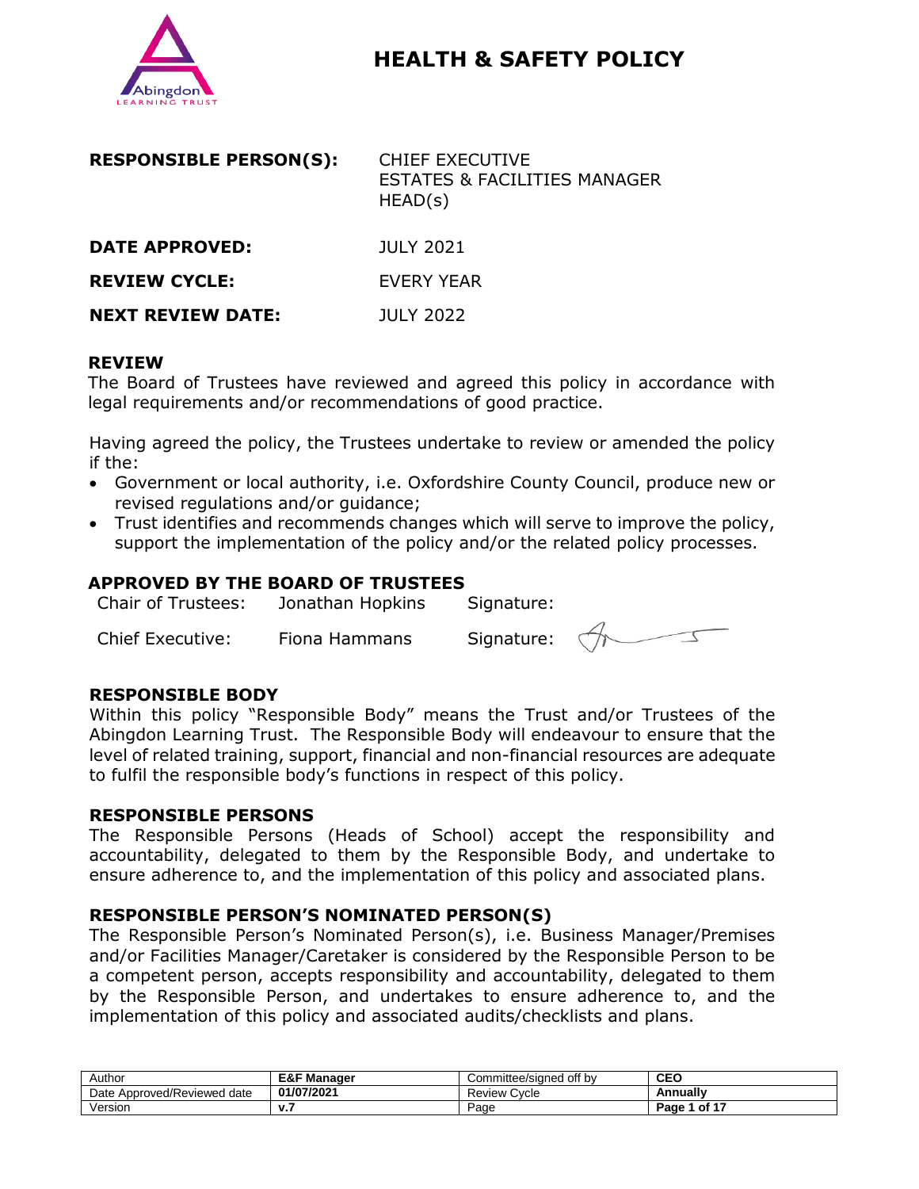# HEALTH & SAFETY POLICY

| | |
|---|---|
| **RESPONSIBLE PERSON(S):** | CHIEF EXECUTIVE<br>ESTATES & FACILITIES MANAGER<br>HEAD(s) |
| **DATE APPROVED:** | JULY 2021 |
| **REVIEW CYCLE:** | EVERY YEAR |
| **NEXT REVIEW DATE:** | JULY 2022 |

## REVIEW

The Board of Trustees have reviewed and agreed this policy in accordance with legal requirements and/or recommendations of good practice.

Having agreed the policy, the Trustees undertake to review or amended the policy if the:

- Government or local authority, i.e. Oxfordshire County Council, produce new or revised regulations and/or guidance;
- Trust identifies and recommends changes which will serve to improve the policy, support the implementation of the policy and/or the related policy processes.

## APPROVED BY THE BOARD OF TRUSTEES

| | | |
|---|---|---|
| Chair of Trustees: | Jonathan Hopkins | Signature: |
| Chief Executive: | Fiona Hammans | Signature: |

## RESPONSIBLE BODY

Within this policy "Responsible Body" means the Trust and/or Trustees of the Abingdon Learning Trust. The Responsible Body will endeavour to ensure that the level of related training, support, financial and non-financial resources are adequate to fulfil the responsible body's functions in respect of this policy.

## RESPONSIBLE PERSONS

The Responsible Persons (Heads of School) accept the responsibility and accountability, delegated to them by the Responsible Body, and undertake to ensure adherence to, and the implementation of this policy and associated plans.

## RESPONSIBLE PERSON'S NOMINATED PERSON(S)

The Responsible Person's Nominated Person(s), i.e. Business Manager/Premises and/or Facilities Manager/Caretaker is considered by the Responsible Person to be a competent person, accepts responsibility and accountability, delegated to them by the Responsible Person, and undertakes to ensure adherence to, and the implementation of this policy and associated audits/checklists and plans.

| Author | E&F Manager | Committee/signed off by | CEO |
|---|---|---|---|
| Date Approved/Reviewed date | 01/07/2021 | Review Cycle | Annually |
| Version | v.7 | Page | |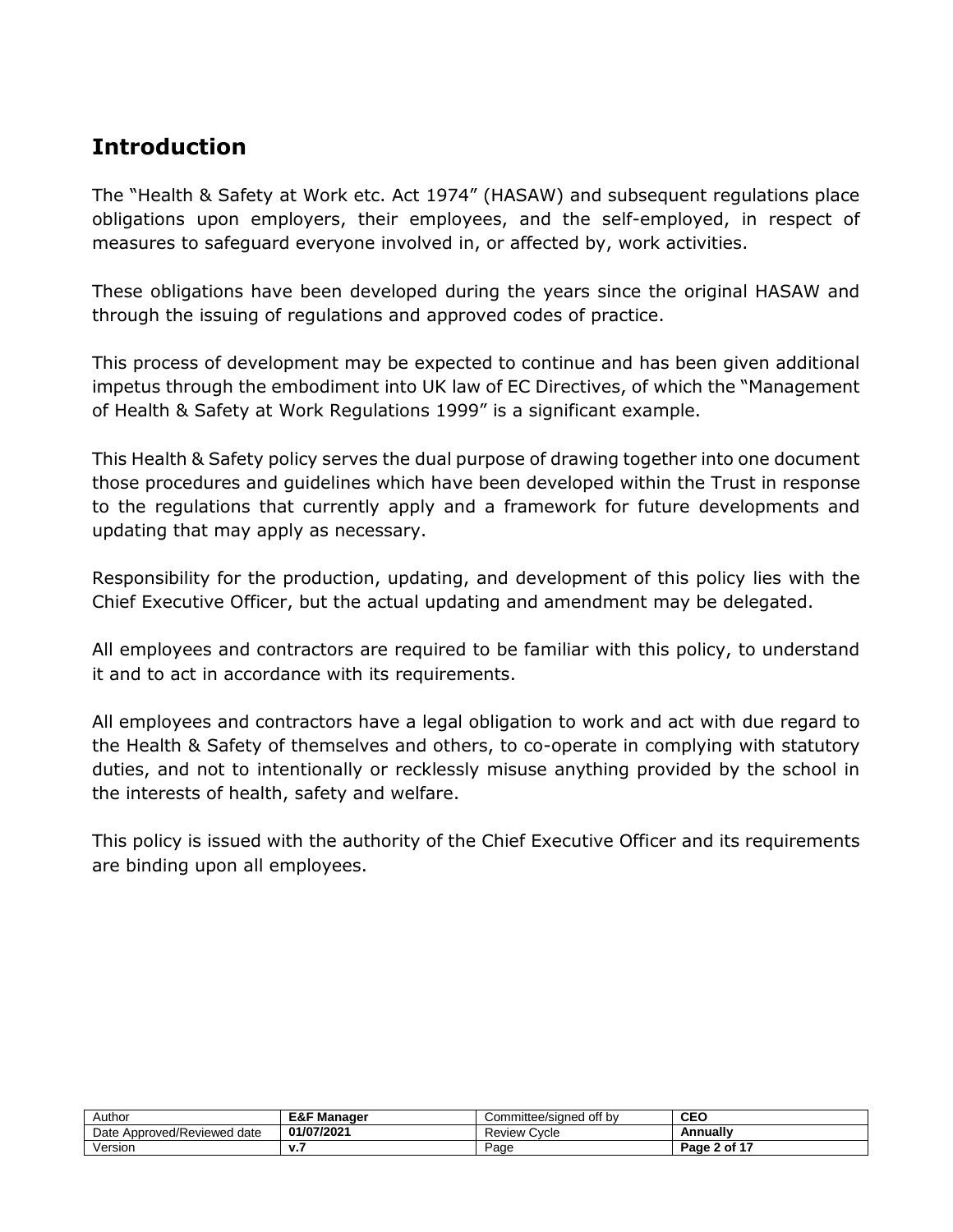## Introduction

The "Health & Safety at Work etc. Act 1974" (HASAW) and subsequent regulations place obligations upon employers, their employees, and the self-employed, in respect of measures to safeguard everyone involved in, or affected by, work activities.

These obligations have been developed during the years since the original HASAW and through the issuing of regulations and approved codes of practice.

This process of development may be expected to continue and has been given additional impetus through the embodiment into UK law of EC Directives, of which the "Management of Health & Safety at Work Regulations 1999" is a significant example.

This Health & Safety policy serves the dual purpose of drawing together into one document those procedures and guidelines which have been developed within the Trust in response to the regulations that currently apply and a framework for future developments and updating that may apply as necessary.

Responsibility for the production, updating, and development of this policy lies with the Chief Executive Officer, but the actual updating and amendment may be delegated.

All employees and contractors are required to be familiar with this policy, to understand it and to act in accordance with its requirements.

All employees and contractors have a legal obligation to work and act with due regard to the Health & Safety of themselves and others, to co-operate in complying with statutory duties, and not to intentionally or recklessly misuse anything provided by the school in the interests of health, safety and welfare.

This policy is issued with the authority of the Chief Executive Officer and its requirements are binding upon all employees.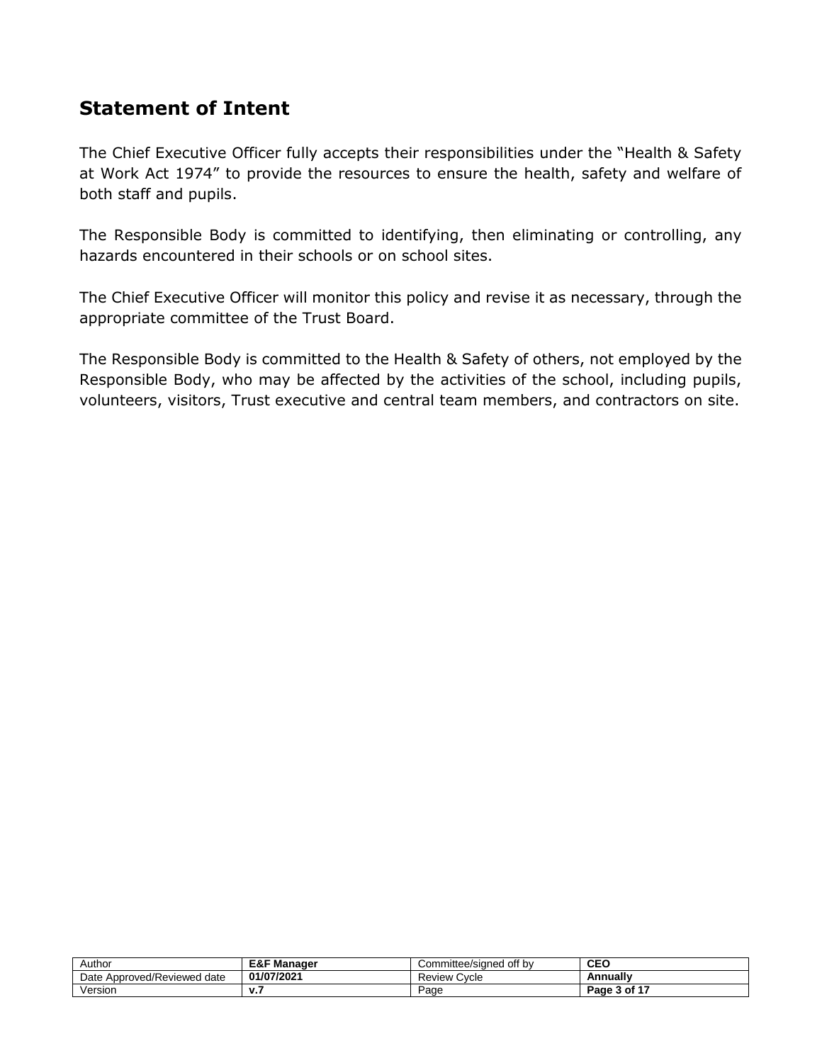## Statement of Intent

The Chief Executive Officer fully accepts their responsibilities under the "Health & Safety at Work Act 1974" to provide the resources to ensure the health, safety and welfare of both staff and pupils.

The Responsible Body is committed to identifying, then eliminating or controlling, any hazards encountered in their schools or on school sites.

The Chief Executive Officer will monitor this policy and revise it as necessary, through the appropriate committee of the Trust Board.

The Responsible Body is committed to the Health & Safety of others, not employed by the Responsible Body, who may be affected by the activities of the school, including pupils, volunteers, visitors, Trust executive and central team members, and contractors on site.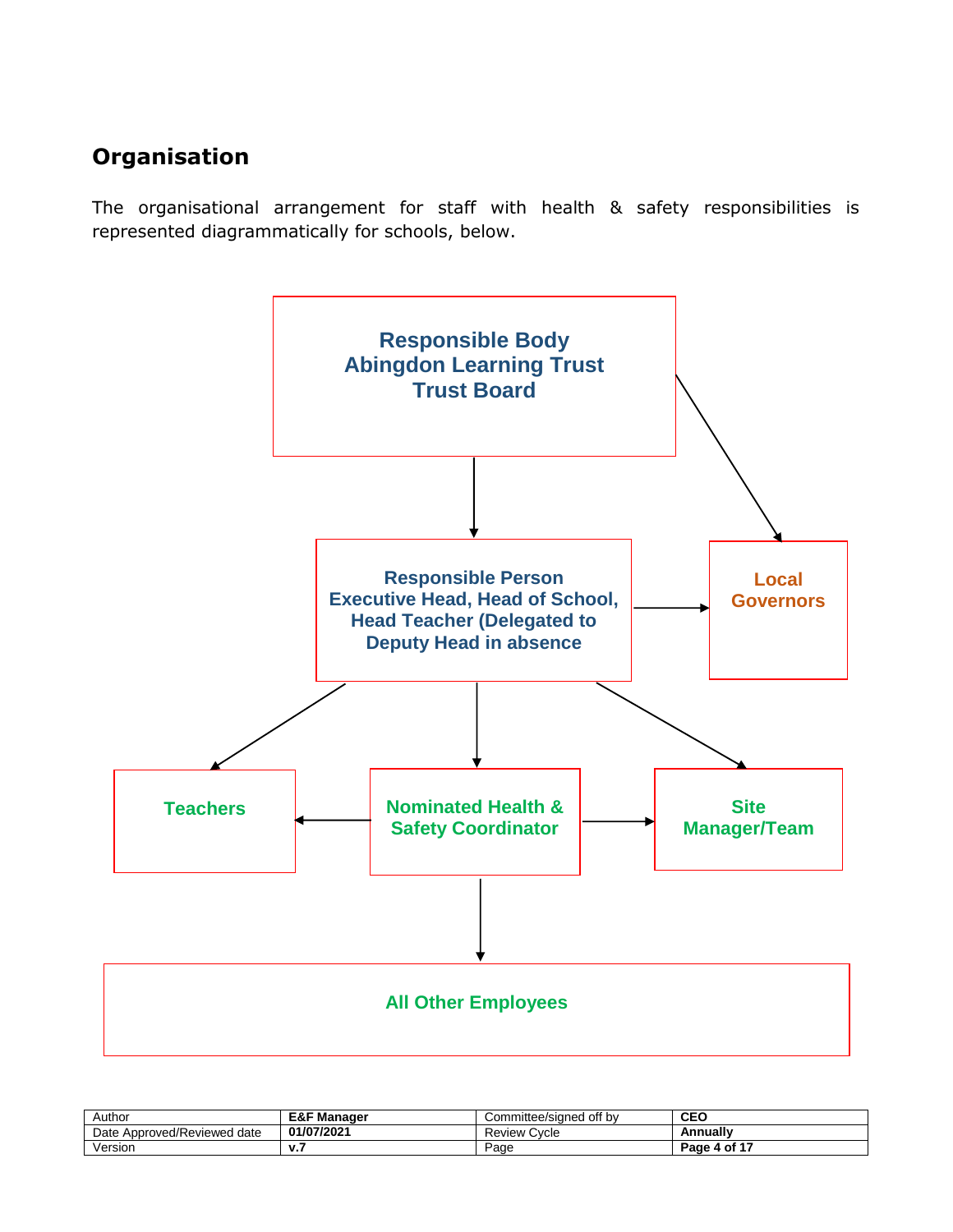## Organisation

The organisational arrangement for staff with health & safety responsibilities is represented diagrammatically for schools, below.

**Responsible Body**
**Abingdon Learning Trust**
**Trust Board**

**Responsible Person**
**Executive Head, Head of School, Head Teacher (Delegated to Deputy Head in absence**

**Local Governors**

**Teachers**

**Nominated Health & Safety Coordinator**

**Site Manager/Team**

**All Other Employees**

| Author | E&F Manager | Committee/signed off by | CEO |
| --- | --- | --- | --- |
| Date Approved/Reviewed date | 01/07/2021 | Review Cycle | Annually |
| Version | v.7 | Page | Page 4 of 17 |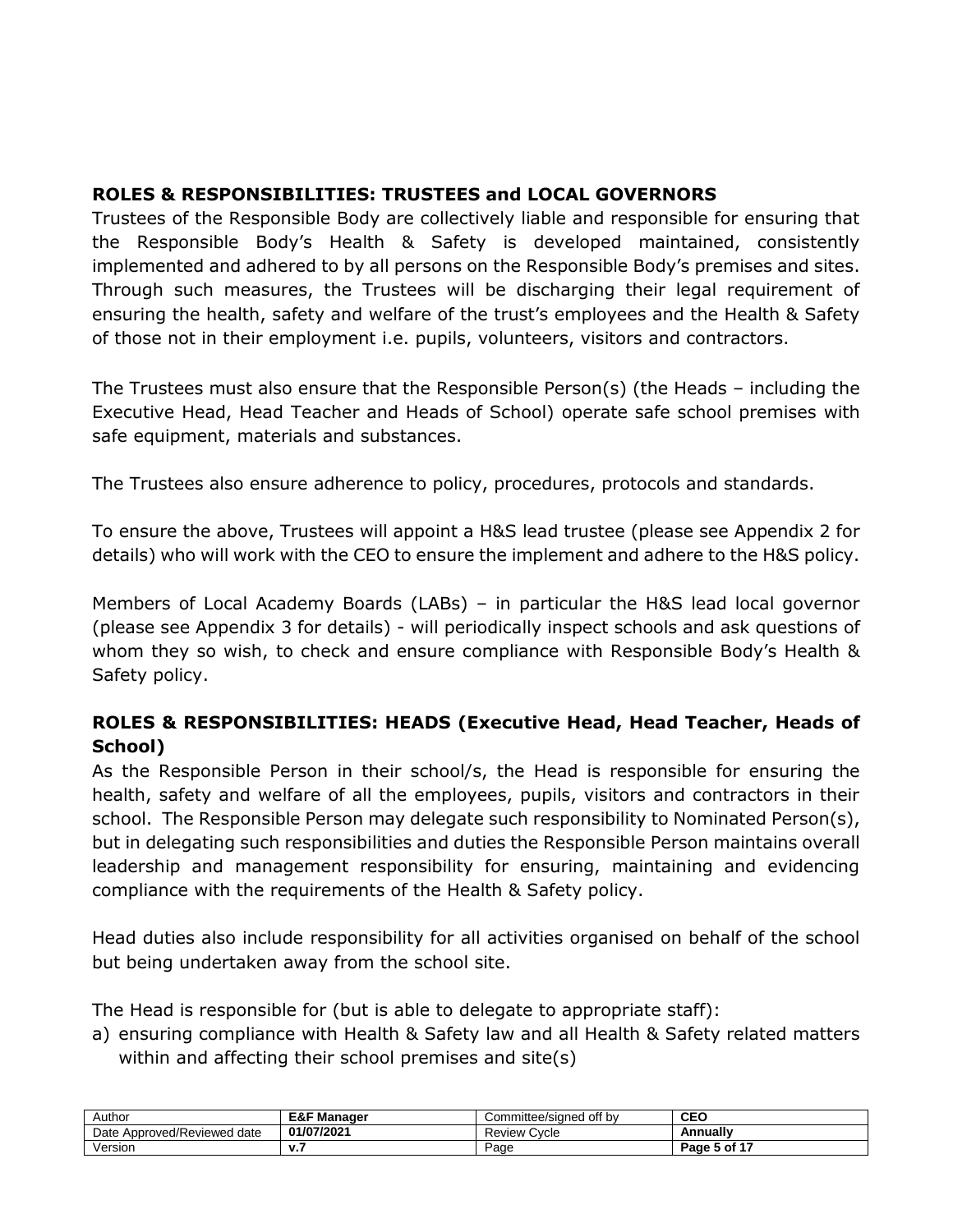## ROLES & RESPONSIBILITIES: TRUSTEES and LOCAL GOVERNORS

Trustees of the Responsible Body are collectively liable and responsible for ensuring that the Responsible Body's Health & Safety is developed maintained, consistently implemented and adhered to by all persons on the Responsible Body's premises and sites. Through such measures, the Trustees will be discharging their legal requirement of ensuring the health, safety and welfare of the trust's employees and the Health & Safety of those not in their employment i.e. pupils, volunteers, visitors and contractors.

The Trustees must also ensure that the Responsible Person(s) (the Heads – including the Executive Head, Head Teacher and Heads of School) operate safe school premises with safe equipment, materials and substances.

The Trustees also ensure adherence to policy, procedures, protocols and standards.

To ensure the above, Trustees will appoint a H&S lead trustee (please see Appendix 2 for details) who will work with the CEO to ensure the implement and adhere to the H&S policy.

Members of Local Academy Boards (LABs) – in particular the H&S lead local governor (please see Appendix 3 for details) - will periodically inspect schools and ask questions of whom they so wish, to check and ensure compliance with Responsible Body's Health & Safety policy.

## ROLES & RESPONSIBILITIES: HEADS (Executive Head, Head Teacher, Heads of School)

As the Responsible Person in their school/s, the Head is responsible for ensuring the health, safety and welfare of all the employees, pupils, visitors and contractors in their school. The Responsible Person may delegate such responsibility to Nominated Person(s), but in delegating such responsibilities and duties the Responsible Person maintains overall leadership and management responsibility for ensuring, maintaining and evidencing compliance with the requirements of the Health & Safety policy.

Head duties also include responsibility for all activities organised on behalf of the school but being undertaken away from the school site.

The Head is responsible for (but is able to delegate to appropriate staff):

a) ensuring compliance with Health & Safety law and all Health & Safety related matters within and affecting their school premises and site(s)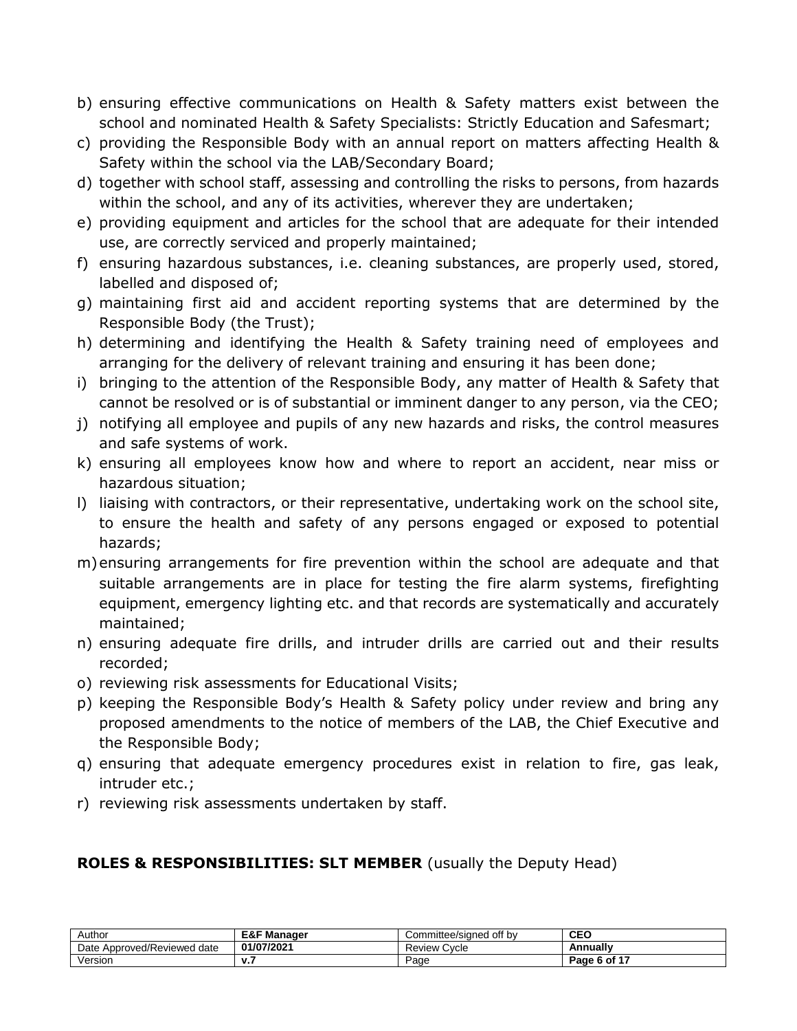b) ensuring effective communications on Health & Safety matters exist between the school and nominated Health & Safety Specialists: Strictly Education and Safesmart;
c) providing the Responsible Body with an annual report on matters affecting Health & Safety within the school via the LAB/Secondary Board;
d) together with school staff, assessing and controlling the risks to persons, from hazards within the school, and any of its activities, wherever they are undertaken;
e) providing equipment and articles for the school that are adequate for their intended use, are correctly serviced and properly maintained;
f) ensuring hazardous substances, i.e. cleaning substances, are properly used, stored, labelled and disposed of;
g) maintaining first aid and accident reporting systems that are determined by the Responsible Body (the Trust);
h) determining and identifying the Health & Safety training need of employees and arranging for the delivery of relevant training and ensuring it has been done;
i) bringing to the attention of the Responsible Body, any matter of Health & Safety that cannot be resolved or is of substantial or imminent danger to any person, via the CEO;
j) notifying all employee and pupils of any new hazards and risks, the control measures and safe systems of work.
k) ensuring all employees know how and where to report an accident, near miss or hazardous situation;
l) liaising with contractors, or their representative, undertaking work on the school site, to ensure the health and safety of any persons engaged or exposed to potential hazards;
m) ensuring arrangements for fire prevention within the school are adequate and that suitable arrangements are in place for testing the fire alarm systems, firefighting equipment, emergency lighting etc. and that records are systematically and accurately maintained;
n) ensuring adequate fire drills, and intruder drills are carried out and their results recorded;
o) reviewing risk assessments for Educational Visits;
p) keeping the Responsible Body's Health & Safety policy under review and bring any proposed amendments to the notice of members of the LAB, the Chief Executive and the Responsible Body;
q) ensuring that adequate emergency procedures exist in relation to fire, gas leak, intruder etc.;
r) reviewing risk assessments undertaken by staff.

## **ROLES & RESPONSIBILITIES: SLT MEMBER** (usually the Deputy Head)

| Author | **E&F Manager** | Committee/signed off by | **CEO** |
|---|---|---|---|
| Date Approved/Reviewed date | **01/07/2021** | Review Cycle | **Annually** |
| Version | **v.7** | Page | **Page 6 of 17** |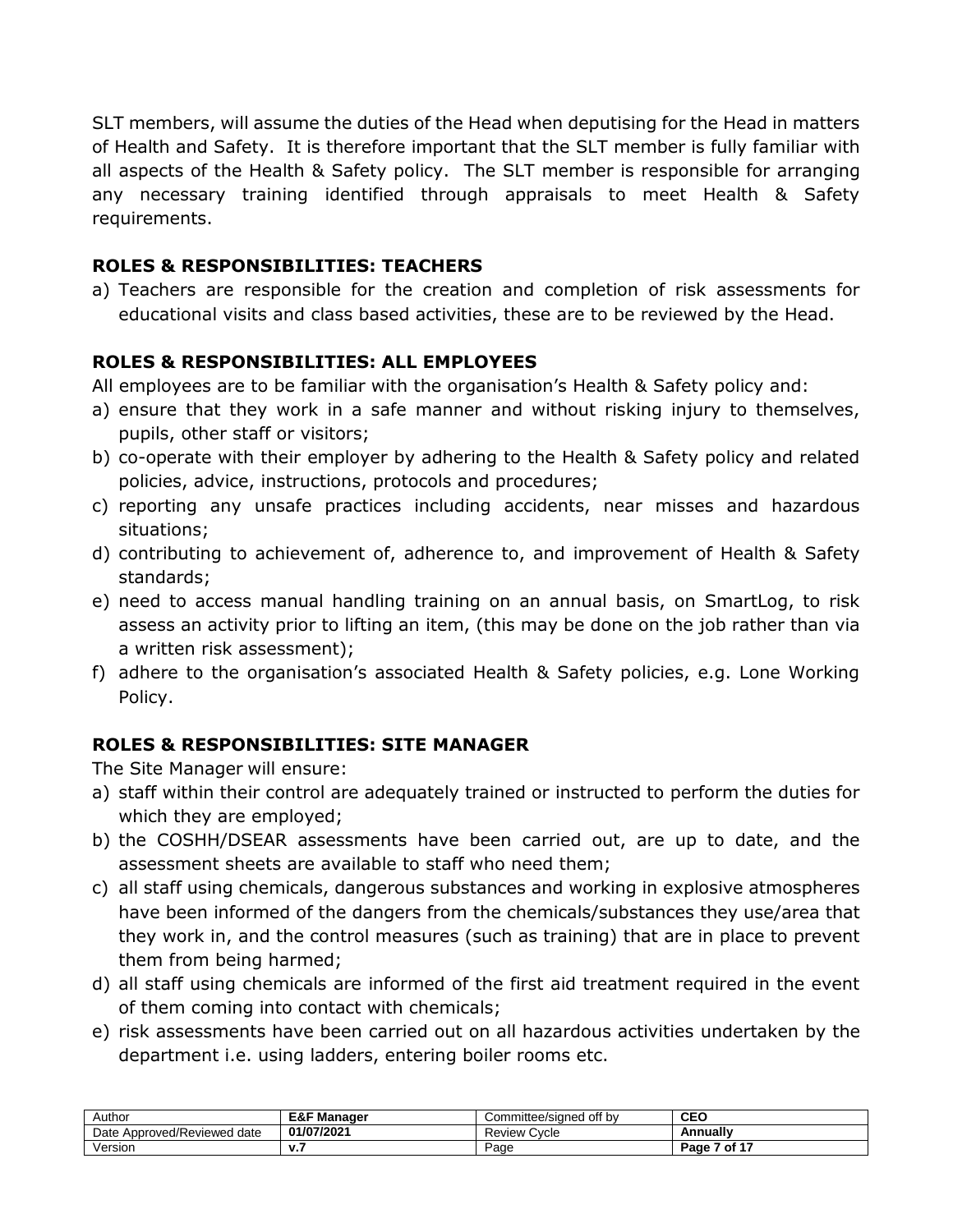SLT members, will assume the duties of the Head when deputising for the Head in matters of Health and Safety. It is therefore important that the SLT member is fully familiar with all aspects of the Health & Safety policy. The SLT member is responsible for arranging any necessary training identified through appraisals to meet Health & Safety requirements.

## ROLES & RESPONSIBILITIES: TEACHERS

a) Teachers are responsible for the creation and completion of risk assessments for educational visits and class based activities, these are to be reviewed by the Head.

## ROLES & RESPONSIBILITIES: ALL EMPLOYEES

All employees are to be familiar with the organisation's Health & Safety policy and:

a) ensure that they work in a safe manner and without risking injury to themselves, pupils, other staff or visitors;
b) co-operate with their employer by adhering to the Health & Safety policy and related policies, advice, instructions, protocols and procedures;
c) reporting any unsafe practices including accidents, near misses and hazardous situations;
d) contributing to achievement of, adherence to, and improvement of Health & Safety standards;
e) need to access manual handling training on an annual basis, on SmartLog, to risk assess an activity prior to lifting an item, (this may be done on the job rather than via a written risk assessment);
f) adhere to the organisation's associated Health & Safety policies, e.g. Lone Working Policy.

## ROLES & RESPONSIBILITIES: SITE MANAGER

The Site Manager will ensure:

a) staff within their control are adequately trained or instructed to perform the duties for which they are employed;
b) the COSHH/DSEAR assessments have been carried out, are up to date, and the assessment sheets are available to staff who need them;
c) all staff using chemicals, dangerous substances and working in explosive atmospheres have been informed of the dangers from the chemicals/substances they use/area that they work in, and the control measures (such as training) that are in place to prevent them from being harmed;
d) all staff using chemicals are informed of the first aid treatment required in the event of them coming into contact with chemicals;
e) risk assessments have been carried out on all hazardous activities undertaken by the department i.e. using ladders, entering boiler rooms etc.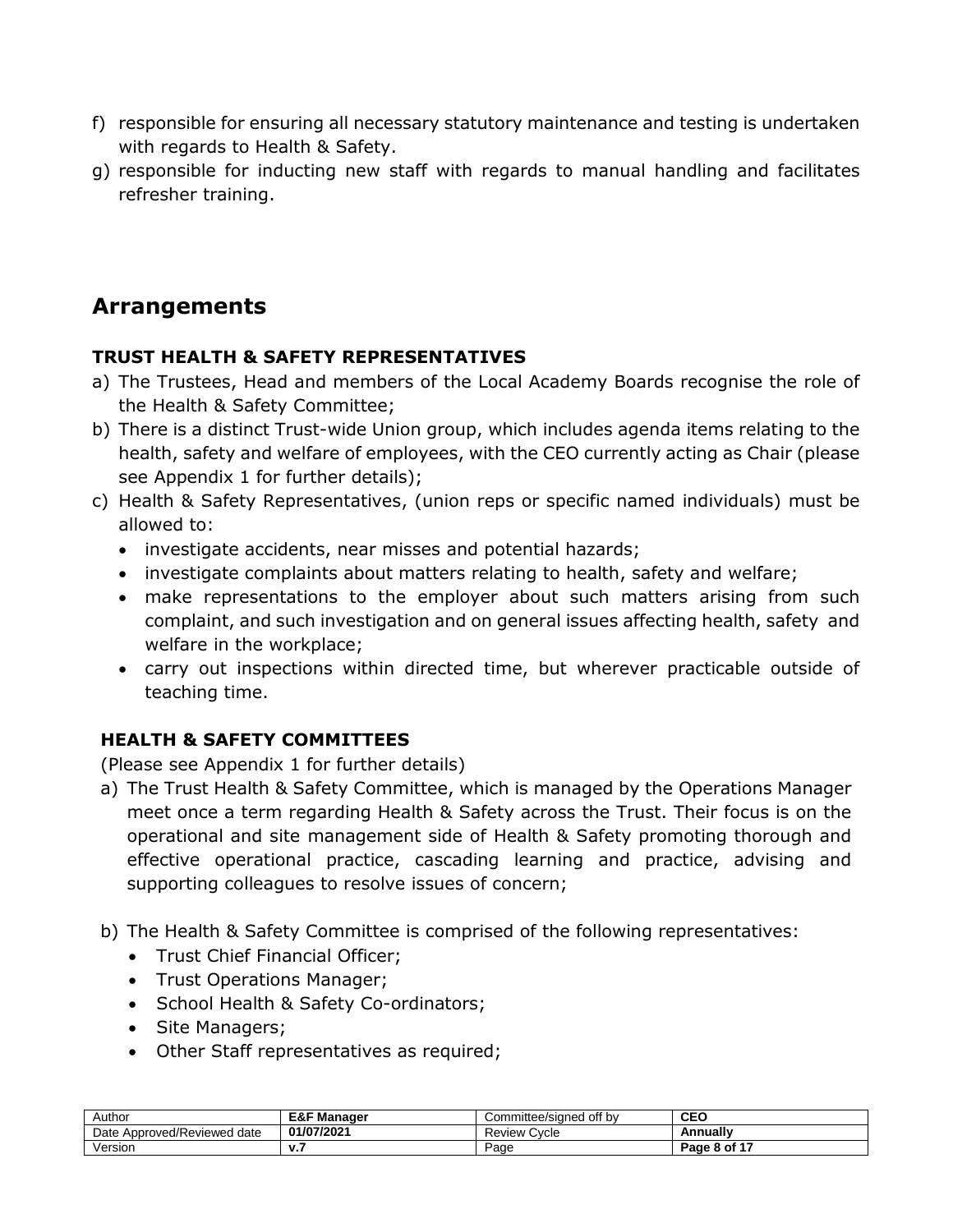f) responsible for ensuring all necessary statutory maintenance and testing is undertaken with regards to Health & Safety.
g) responsible for inducting new staff with regards to manual handling and facilitates refresher training.

## Arrangements

### TRUST HEALTH & SAFETY REPRESENTATIVES

a) The Trustees, Head and members of the Local Academy Boards recognise the role of the Health & Safety Committee;
b) There is a distinct Trust-wide Union group, which includes agenda items relating to the health, safety and welfare of employees, with the CEO currently acting as Chair (please see Appendix 1 for further details);
c) Health & Safety Representatives, (union reps or specific named individuals) must be allowed to:
   - investigate accidents, near misses and potential hazards;
   - investigate complaints about matters relating to health, safety and welfare;
   - make representations to the employer about such matters arising from such complaint, and such investigation and on general issues affecting health, safety and welfare in the workplace;
   - carry out inspections within directed time, but wherever practicable outside of teaching time.

### HEALTH & SAFETY COMMITTEES

(Please see Appendix 1 for further details)

a) The Trust Health & Safety Committee, which is managed by the Operations Manager meet once a term regarding Health & Safety across the Trust. Their focus is on the operational and site management side of Health & Safety promoting thorough and effective operational practice, cascading learning and practice, advising and supporting colleagues to resolve issues of concern;

b) The Health & Safety Committee is comprised of the following representatives:
   - Trust Chief Financial Officer;
   - Trust Operations Manager;
   - School Health & Safety Co-ordinators;
   - Site Managers;
   - Other Staff representatives as required;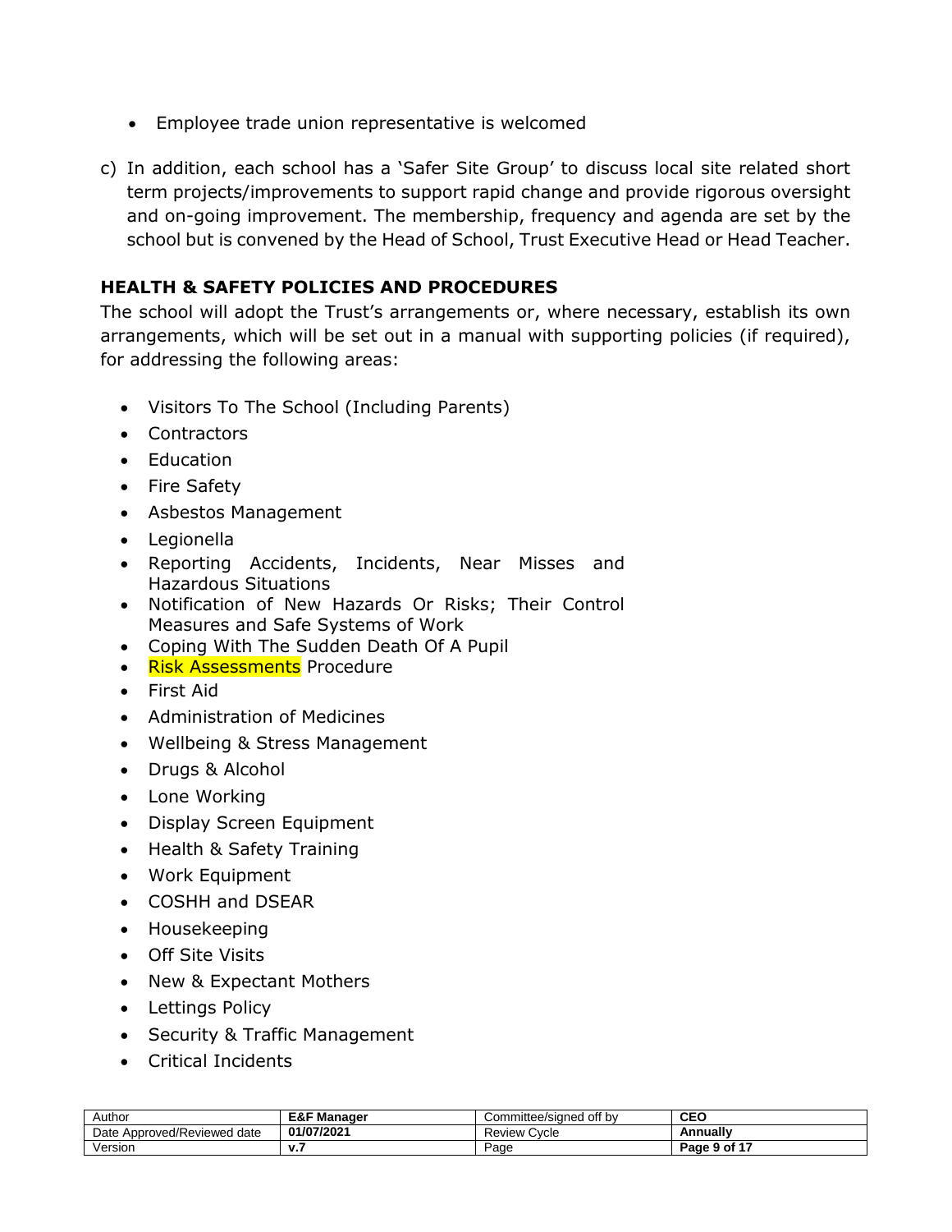- Employee trade union representative is welcomed

c) In addition, each school has a 'Safer Site Group' to discuss local site related short term projects/improvements to support rapid change and provide rigorous oversight and on-going improvement. The membership, frequency and agenda are set by the school but is convened by the Head of School, Trust Executive Head or Head Teacher.

## HEALTH & SAFETY POLICIES AND PROCEDURES

The school will adopt the Trust's arrangements or, where necessary, establish its own arrangements, which will be set out in a manual with supporting policies (if required), for addressing the following areas:

- Visitors To The School (Including Parents)
- Contractors
- Education
- Fire Safety
- Asbestos Management
- Legionella
- Reporting Accidents, Incidents, Near Misses and Hazardous Situations
- Notification of New Hazards Or Risks; Their Control Measures and Safe Systems of Work
- Coping With The Sudden Death Of A Pupil
- Risk Assessments Procedure
- First Aid
- Administration of Medicines
- Wellbeing & Stress Management
- Drugs & Alcohol
- Lone Working
- Display Screen Equipment
- Health & Safety Training
- Work Equipment
- COSHH and DSEAR
- Housekeeping
- Off Site Visits
- New & Expectant Mothers
- Lettings Policy
- Security & Traffic Management
- Critical Incidents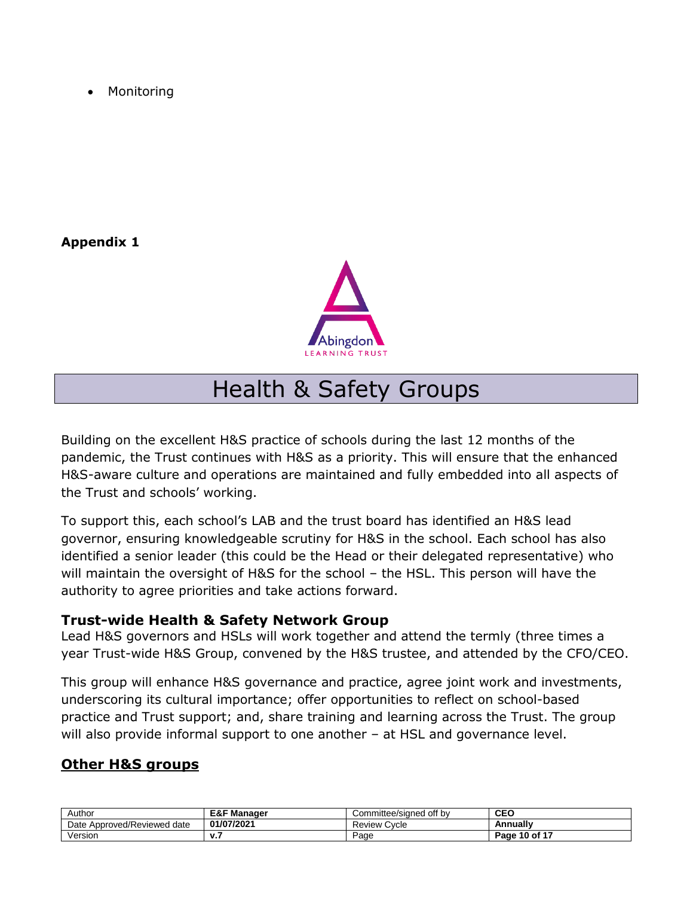- Monitoring

**Appendix 1**

# Health & Safety Groups

Building on the excellent H&S practice of schools during the last 12 months of the pandemic, the Trust continues with H&S as a priority. This will ensure that the enhanced H&S-aware culture and operations are maintained and fully embedded into all aspects of the Trust and schools' working.

To support this, each school's LAB and the trust board has identified an H&S lead governor, ensuring knowledgeable scrutiny for H&S in the school. Each school has also identified a senior leader (this could be the Head or their delegated representative) who will maintain the oversight of H&S for the school – the HSL. This person will have the authority to agree priorities and take actions forward.

### Trust-wide Health & Safety Network Group

Lead H&S governors and HSLs will work together and attend the termly (three times a year Trust-wide H&S Group, convened by the H&S trustee, and attended by the CFO/CEO.

This group will enhance H&S governance and practice, agree joint work and investments, underscoring its cultural importance; offer opportunities to reflect on school-based practice and Trust support; and, share training and learning across the Trust. The group will also provide informal support to one another – at HSL and governance level.

### Other H&S groups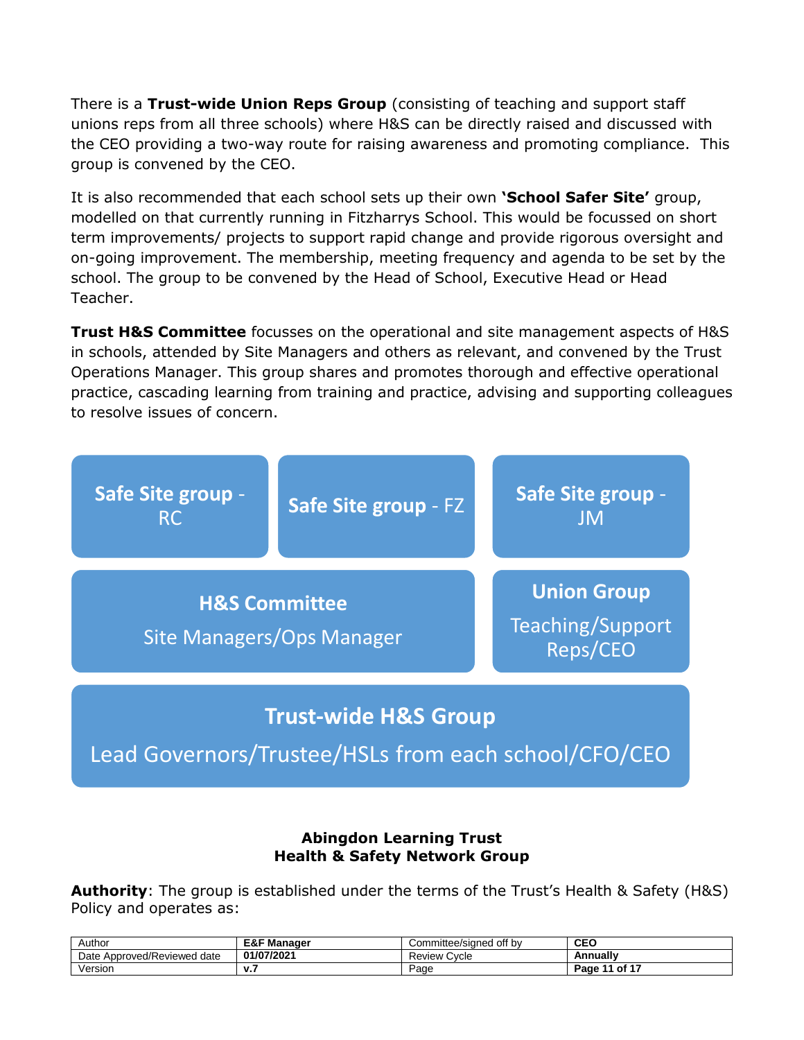There is a **Trust-wide Union Reps Group** (consisting of teaching and support staff unions reps from all three schools) where H&S can be directly raised and discussed with the CEO providing a two-way route for raising awareness and promoting compliance. This group is convened by the CEO.

It is also recommended that each school sets up their own **'School Safer Site'** group, modelled on that currently running in Fitzharrys School. This would be focussed on short term improvements/ projects to support rapid change and provide rigorous oversight and on-going improvement. The membership, meeting frequency and agenda to be set by the school. The group to be convened by the Head of School, Executive Head or Head Teacher.

**Trust H&S Committee** focusses on the operational and site management aspects of H&S in schools, attended by Site Managers and others as relevant, and convened by the Trust Operations Manager. This group shares and promotes thorough and effective operational practice, cascading learning from training and practice, advising and supporting colleagues to resolve issues of concern.

**Safe Site group** - RC

**Safe Site group** - FZ

**Safe Site group** - JM

**H&S Committee**
Site Managers/Ops Manager

**Union Group**
Teaching/Support Reps/CEO

**Trust-wide H&S Group**
Lead Governors/Trustee/HSLs from each school/CFO/CEO

**Abingdon Learning Trust**
**Health & Safety Network Group**

**Authority**: The group is established under the terms of the Trust's Health & Safety (H&S) Policy and operates as: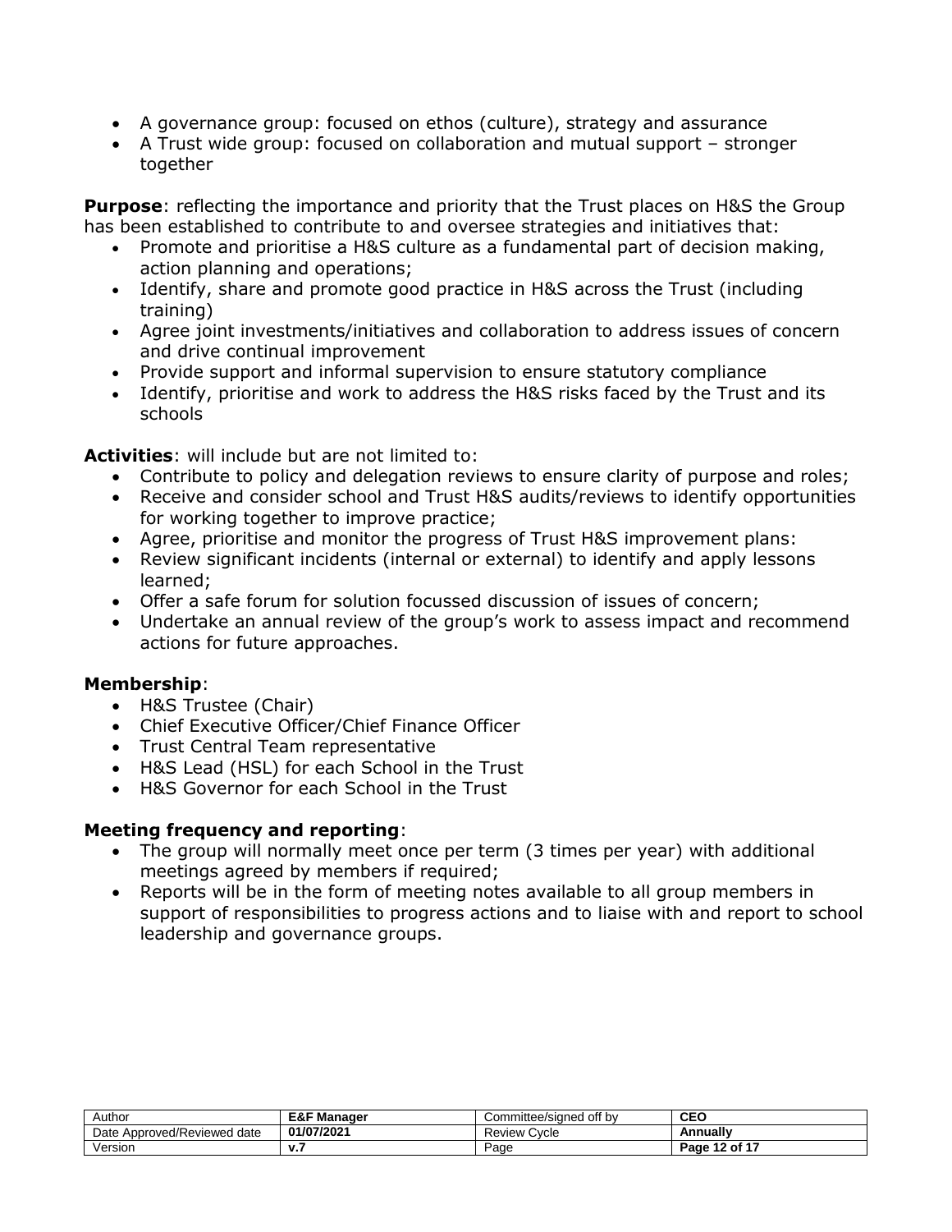- A governance group: focused on ethos (culture), strategy and assurance
- A Trust wide group: focused on collaboration and mutual support – stronger together

**Purpose**: reflecting the importance and priority that the Trust places on H&S the Group has been established to contribute to and oversee strategies and initiatives that:

- Promote and prioritise a H&S culture as a fundamental part of decision making, action planning and operations;
- Identify, share and promote good practice in H&S across the Trust (including training)
- Agree joint investments/initiatives and collaboration to address issues of concern and drive continual improvement
- Provide support and informal supervision to ensure statutory compliance
- Identify, prioritise and work to address the H&S risks faced by the Trust and its schools

**Activities**: will include but are not limited to:

- Contribute to policy and delegation reviews to ensure clarity of purpose and roles;
- Receive and consider school and Trust H&S audits/reviews to identify opportunities for working together to improve practice;
- Agree, prioritise and monitor the progress of Trust H&S improvement plans:
- Review significant incidents (internal or external) to identify and apply lessons learned;
- Offer a safe forum for solution focussed discussion of issues of concern;
- Undertake an annual review of the group's work to assess impact and recommend actions for future approaches.

**Membership**:

- H&S Trustee (Chair)
- Chief Executive Officer/Chief Finance Officer
- Trust Central Team representative
- H&S Lead (HSL) for each School in the Trust
- H&S Governor for each School in the Trust

**Meeting frequency and reporting**:

- The group will normally meet once per term (3 times per year) with additional meetings agreed by members if required;
- Reports will be in the form of meeting notes available to all group members in support of responsibilities to progress actions and to liaise with and report to school leadership and governance groups.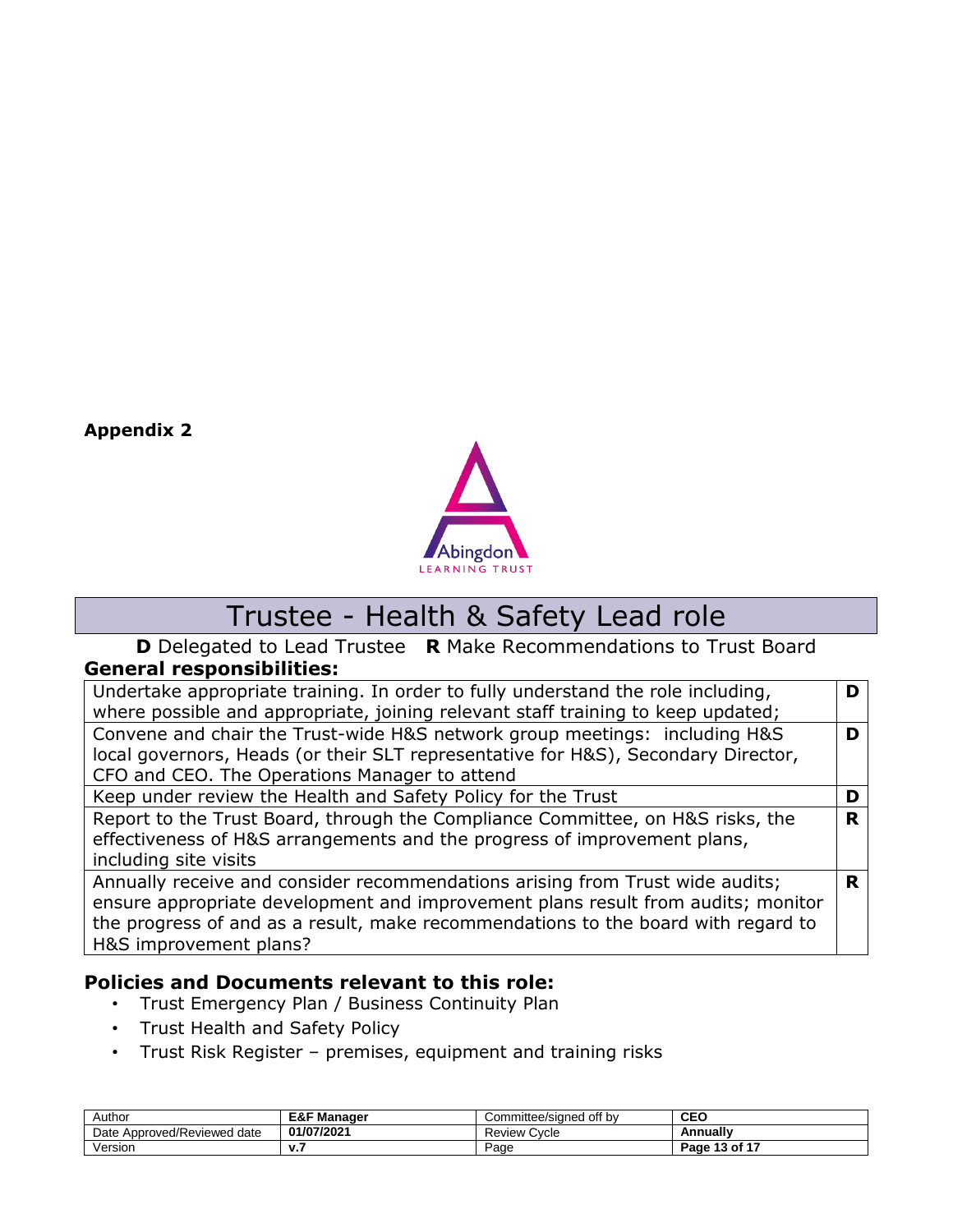**Appendix 2**

# Trustee - Health & Safety Lead role

**D** Delegated to Lead Trustee **R** Make Recommendations to Trust Board

**General responsibilities:**

| | |
|---|---|
| Undertake appropriate training. In order to fully understand the role including, where possible and appropriate, joining relevant staff training to keep updated; | **D** |
| Convene and chair the Trust-wide H&S network group meetings: including H&S local governors, Heads (or their SLT representative for H&S), Secondary Director, CFO and CEO. The Operations Manager to attend | **D** |
| Keep under review the Health and Safety Policy for the Trust | **D** |
| Report to the Trust Board, through the Compliance Committee, on H&S risks, the effectiveness of H&S arrangements and the progress of improvement plans, including site visits | **R** |
| Annually receive and consider recommendations arising from Trust wide audits; ensure appropriate development and improvement plans result from audits; monitor the progress of and as a result, make recommendations to the board with regard to H&S improvement plans? | **R** |

## Policies and Documents relevant to this role:

- Trust Emergency Plan / Business Continuity Plan
- Trust Health and Safety Policy
- Trust Risk Register – premises, equipment and training risks

| Author | E&F Manager | Committee/signed off by | CEO |
|---|---|---|---|
| Date Approved/Reviewed date | 01/07/2021 | Review Cycle | Annually |
| Version | v.7 | Page | Page 13 of 17 |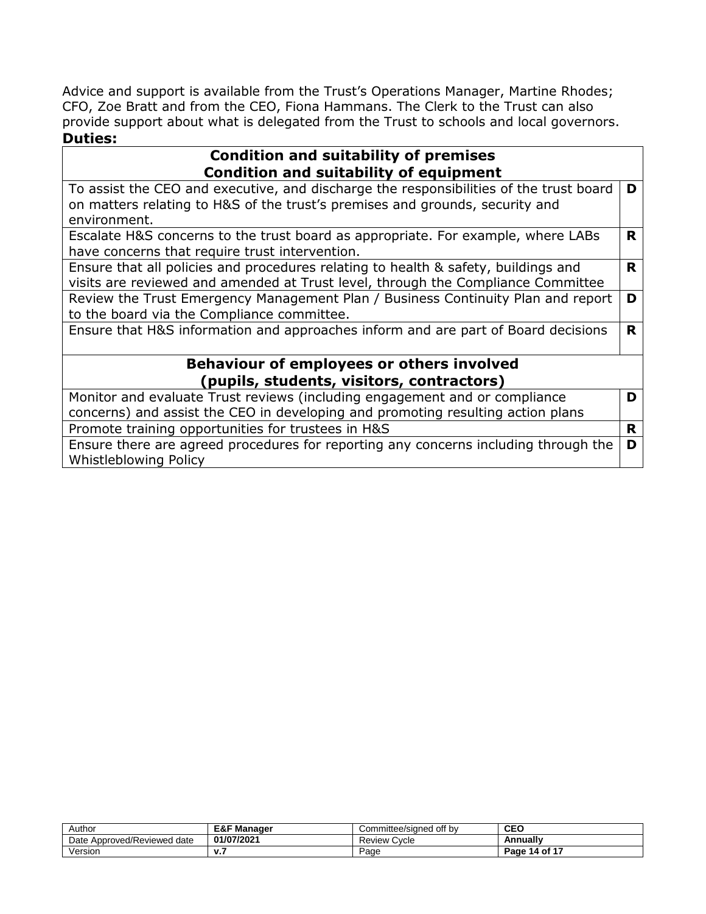Advice and support is available from the Trust's Operations Manager, Martine Rhodes; CFO, Zoe Bratt and from the CEO, Fiona Hammans. The Clerk to the Trust can also provide support about what is delegated from the Trust to schools and local governors.

**Duties:**

| **Condition and suitability of premises<br>Condition and suitability of equipment** | |
|---|---|
| To assist the CEO and executive, and discharge the responsibilities of the trust board on matters relating to H&S of the trust's premises and grounds, security and environment. | **D** |
| Escalate H&S concerns to the trust board as appropriate. For example, where LABs have concerns that require trust intervention. | **R** |
| Ensure that all policies and procedures relating to health & safety, buildings and visits are reviewed and amended at Trust level, through the Compliance Committee | **R** |
| Review the Trust Emergency Management Plan / Business Continuity Plan and report to the board via the Compliance committee. | **D** |
| Ensure that H&S information and approaches inform and are part of Board decisions | **R** |
| **Behaviour of employees or others involved<br>(pupils, students, visitors, contractors)** | |
| Monitor and evaluate Trust reviews (including engagement and or compliance concerns) and assist the CEO in developing and promoting resulting action plans | **D** |
| Promote training opportunities for trustees in H&S | **R** |
| Ensure there are agreed procedures for reporting any concerns including through the Whistleblowing Policy | **D** |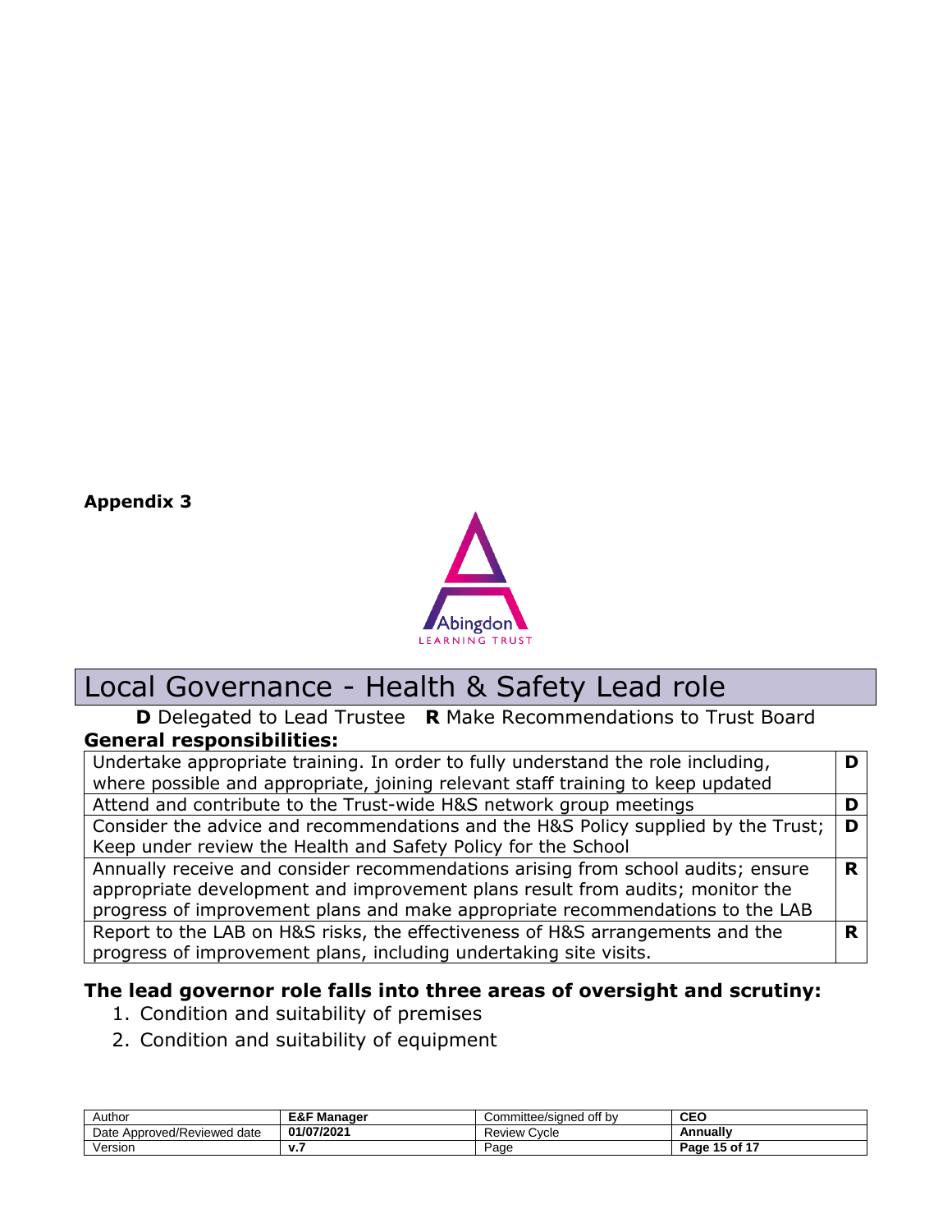**Appendix 3**

# Local Governance - Health & Safety Lead role

**D** Delegated to Lead Trustee **R** Make Recommendations to Trust Board

**General responsibilities:**

| | |
|---|---|
| Undertake appropriate training. In order to fully understand the role including, where possible and appropriate, joining relevant staff training to keep updated | **D** |
| Attend and contribute to the Trust-wide H&S network group meetings | **D** |
| Consider the advice and recommendations and the H&S Policy supplied by the Trust; Keep under review the Health and Safety Policy for the School | **D** |
| Annually receive and consider recommendations arising from school audits; ensure appropriate development and improvement plans result from audits; monitor the progress of improvement plans and make appropriate recommendations to the LAB | **R** |
| Report to the LAB on H&S risks, the effectiveness of H&S arrangements and the progress of improvement plans, including undertaking site visits. | **R** |

**The lead governor role falls into three areas of oversight and scrutiny:**

1. Condition and suitability of premises
2. Condition and suitability of equipment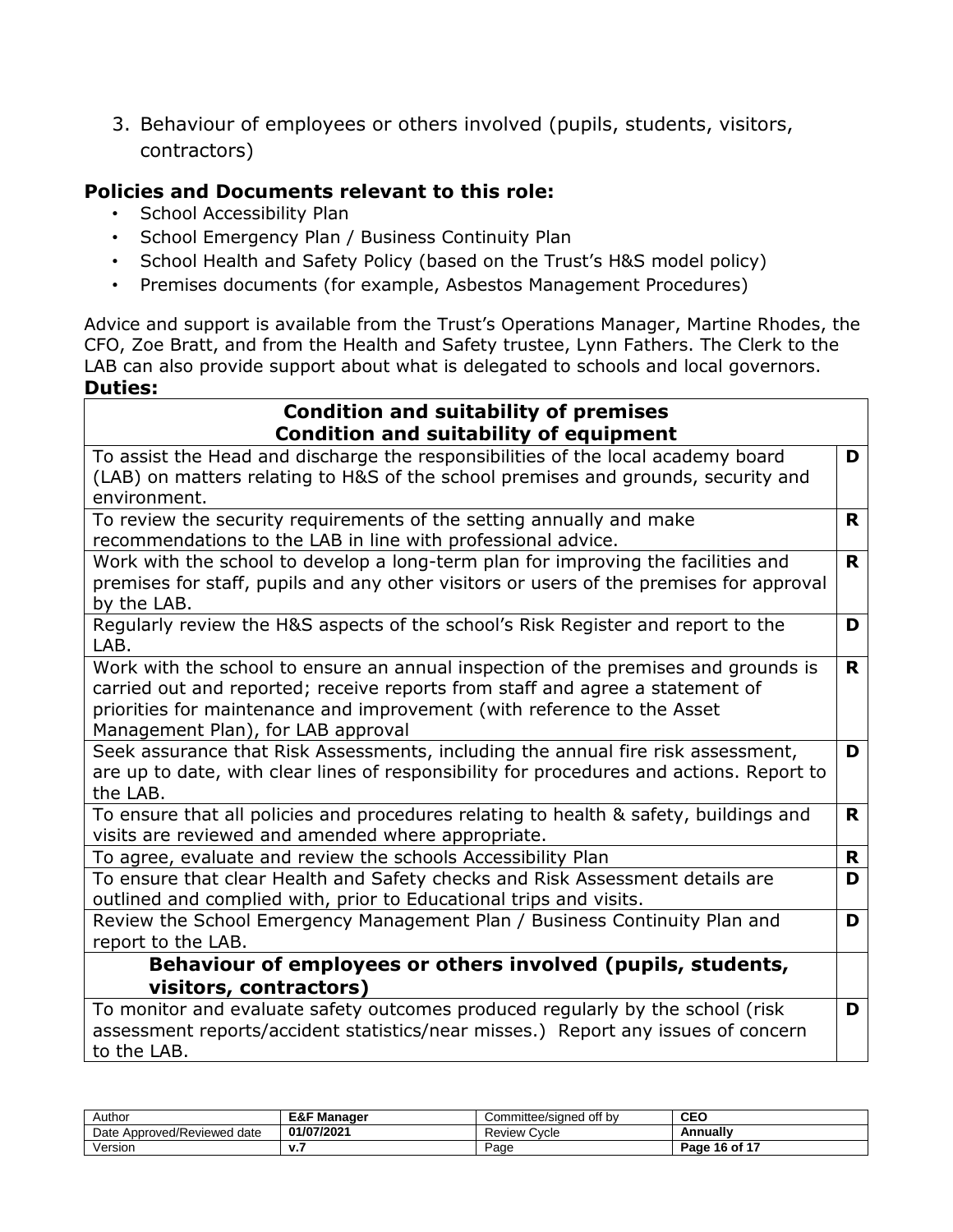3. Behaviour of employees or others involved (pupils, students, visitors, contractors)

### Policies and Documents relevant to this role:

- School Accessibility Plan
- School Emergency Plan / Business Continuity Plan
- School Health and Safety Policy (based on the Trust's H&S model policy)
- Premises documents (for example, Asbestos Management Procedures)

Advice and support is available from the Trust's Operations Manager, Martine Rhodes, the CFO, Zoe Bratt, and from the Health and Safety trustee, Lynn Fathers. The Clerk to the LAB can also provide support about what is delegated to schools and local governors.

### Duties:

| **Condition and suitability of premises**<br>**Condition and suitability of equipment** | |
|---|---|
| To assist the Head and discharge the responsibilities of the local academy board (LAB) on matters relating to H&S of the school premises and grounds, security and environment. | **D** |
| To review the security requirements of the setting annually and make recommendations to the LAB in line with professional advice. | **R** |
| Work with the school to develop a long-term plan for improving the facilities and premises for staff, pupils and any other visitors or users of the premises for approval by the LAB. | **R** |
| Regularly review the H&S aspects of the school's Risk Register and report to the LAB. | **D** |
| Work with the school to ensure an annual inspection of the premises and grounds is carried out and reported; receive reports from staff and agree a statement of priorities for maintenance and improvement (with reference to the Asset Management Plan), for LAB approval | **R** |
| Seek assurance that Risk Assessments, including the annual fire risk assessment, are up to date, with clear lines of responsibility for procedures and actions. Report to the LAB. | **D** |
| To ensure that all policies and procedures relating to health & safety, buildings and visits are reviewed and amended where appropriate. | **R** |
| To agree, evaluate and review the schools Accessibility Plan | **R** |
| To ensure that clear Health and Safety checks and Risk Assessment details are outlined and complied with, prior to Educational trips and visits. | **D** |
| Review the School Emergency Management Plan / Business Continuity Plan and report to the LAB. | **D** |
| **Behaviour of employees or others involved (pupils, students, visitors, contractors)** | |
| To monitor and evaluate safety outcomes produced regularly by the school (risk assessment reports/accident statistics/near misses.) Report any issues of concern to the LAB. | **D** |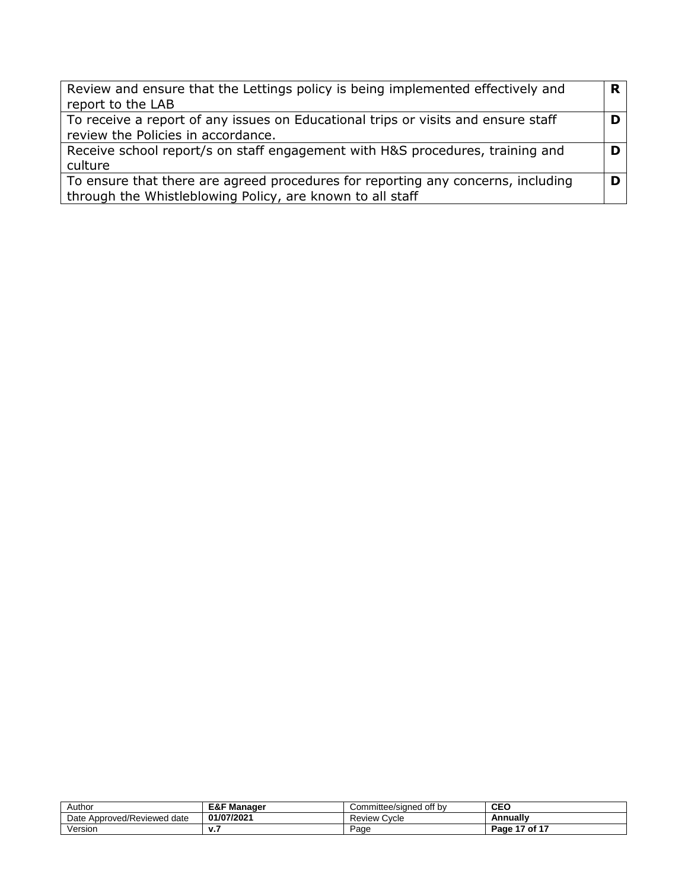| | |
|---|---|
| Review and ensure that the Lettings policy is being implemented effectively and report to the LAB | **R** |
| To receive a report of any issues on Educational trips or visits and ensure staff review the Policies in accordance. | **D** |
| Receive school report/s on staff engagement with H&S procedures, training and culture | **D** |
| To ensure that there are agreed procedures for reporting any concerns, including through the Whistleblowing Policy, are known to all staff | **D** |